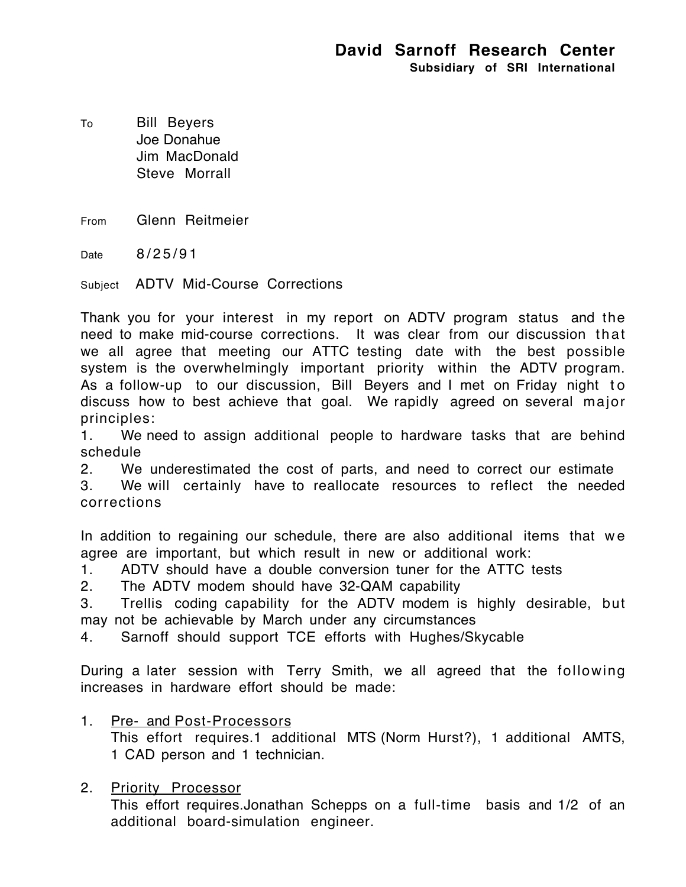# David Sarnoff Research Center

**Subsidiary of SRI International**

To Bill Beyers
Joe Donahue
Jim MacDonald
Steve Morrall

From Glenn Reitmeier

Date 8/25/91

Subject ADTV Mid-Course Corrections

Thank you for your interest in my report on ADTV program status and the need to make mid-course corrections. It was clear from our discussion that we all agree that meeting our ATTC testing date with the best possible system is the overwhelmingly important priority within the ADTV program. As a follow-up to our discussion, Bill Beyers and I met on Friday night to discuss how to best achieve that goal. We rapidly agreed on several major principles:

1. We need to assign additional people to hardware tasks that are behind schedule
2. We underestimated the cost of parts, and need to correct our estimate
3. We will certainly have to reallocate resources to reflect the needed corrections

In addition to regaining our schedule, there are also additional items that we agree are important, but which result in new or additional work:

1. ADTV should have a double conversion tuner for the ATTC tests
2. The ADTV modem should have 32-QAM capability
3. Trellis coding capability for the ADTV modem is highly desirable, but may not be achievable by March under any circumstances
4. Sarnoff should support TCE efforts with Hughes/Skycable

During a later session with Terry Smith, we all agreed that the following increases in hardware effort should be made:

1. <u>Pre- and Post-Processors</u>
   This effort requires.1 additional MTS (Norm Hurst?), 1 additional AMTS, 1 CAD person and 1 technician.

2. <u>Priority Processor</u>
   This effort requires.Jonathan Schepps on a full-time basis and 1/2 of an additional board-simulation engineer.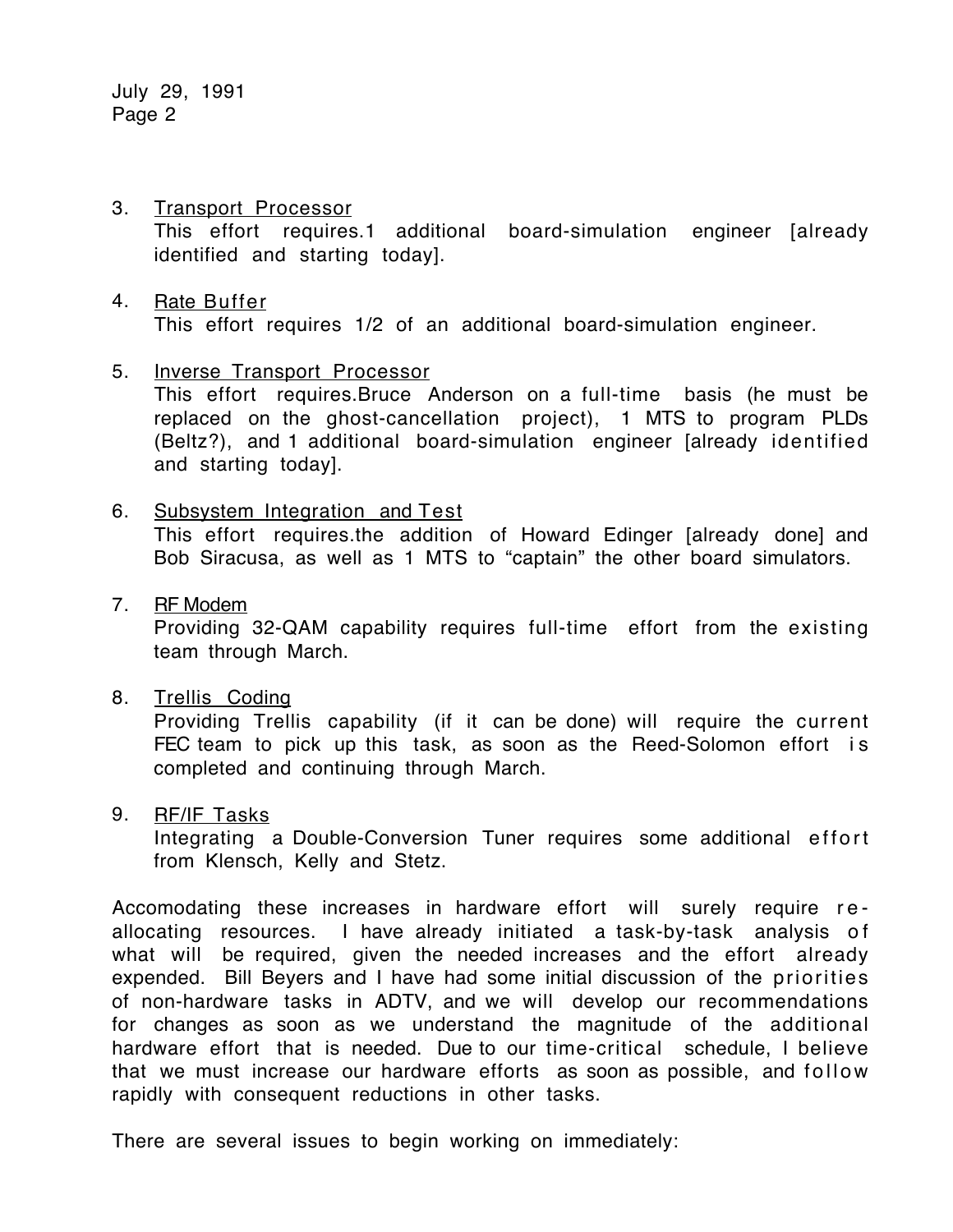3. Transport Processor
   This effort requires.1 additional board-simulation engineer [already identified and starting today].

4. Rate Buffer
   This effort requires 1/2 of an additional board-simulation engineer.

5. Inverse Transport Processor
   This effort requires.Bruce Anderson on a full-time basis (he must be replaced on the ghost-cancellation project), 1 MTS to program PLDs (Beltz?), and 1 additional board-simulation engineer [already identified and starting today].

6. Subsystem Integration and Test
   This effort requires.the addition of Howard Edinger [already done] and Bob Siracusa, as well as 1 MTS to "captain" the other board simulators.

7. RF Modem
   Providing 32-QAM capability requires full-time effort from the existing team through March.

8. Trellis Coding
   Providing Trellis capability (if it can be done) will require the current FEC team to pick up this task, as soon as the Reed-Solomon effort is completed and continuing through March.

9. RF/IF Tasks
   Integrating a Double-Conversion Tuner requires some additional effort from Klensch, Kelly and Stetz.

Accomodating these increases in hardware effort will surely require re-allocating resources. I have already initiated a task-by-task analysis of what will be required, given the needed increases and the effort already expended. Bill Beyers and I have had some initial discussion of the priorities of non-hardware tasks in ADTV, and we will develop our recommendations for changes as soon as we understand the magnitude of the additional hardware effort that is needed. Due to our time-critical schedule, I believe that we must increase our hardware efforts as soon as possible, and follow rapidly with consequent reductions in other tasks.

There are several issues to begin working on immediately: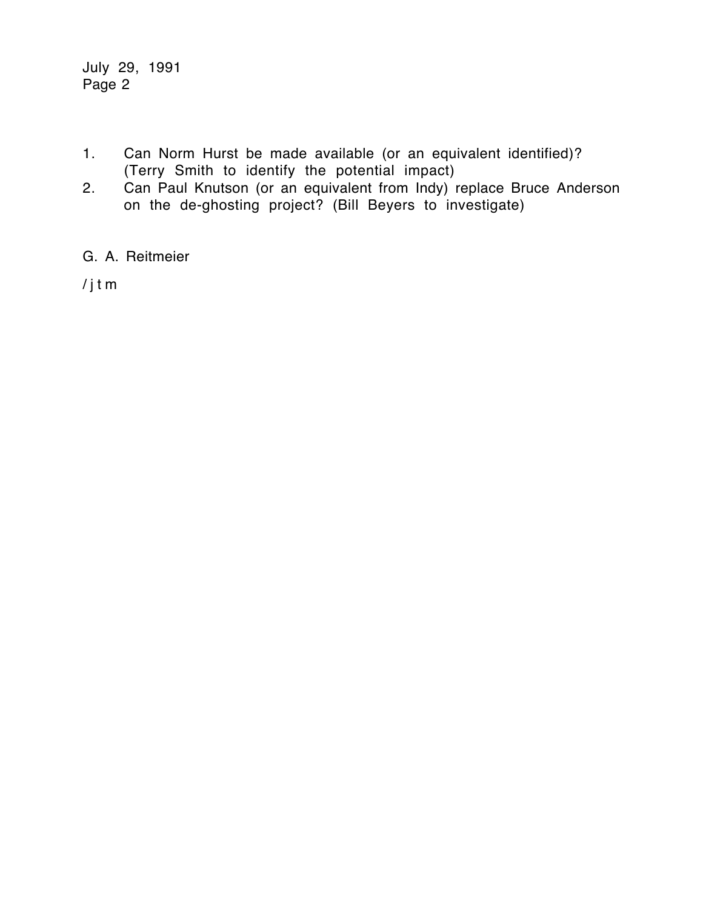1. Can Norm Hurst be made available (or an equivalent identified)? (Terry Smith to identify the potential impact)
2. Can Paul Knutson (or an equivalent from Indy) replace Bruce Anderson on the de-ghosting project? (Bill Beyers to investigate)

G. A. Reitmeier

/jtm